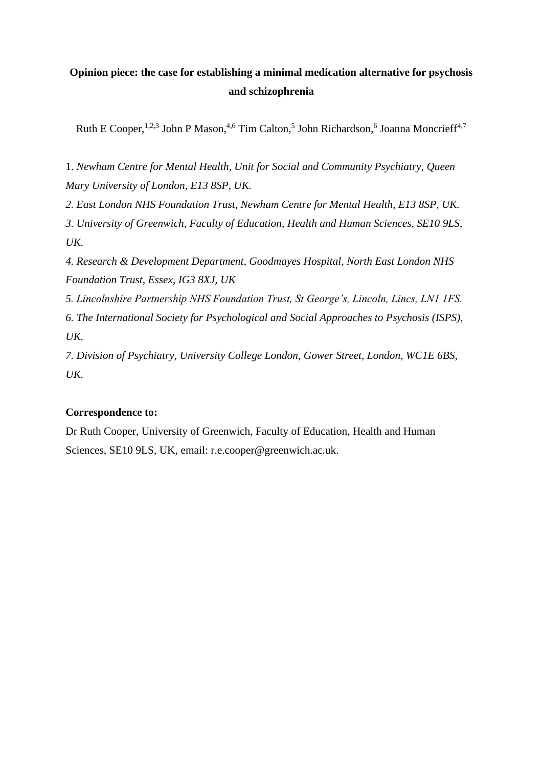**Opinion piece: the case for establishing a minimal medication alternative for psychosis and schizophrenia**

Ruth E Cooper,[1,2,3] John P Mason,[4,6] Tim Calton,[5] John Richardson,[6] Joanna Moncrieff[4,7]

1. *Newham Centre for Mental Health, Unit for Social and Community Psychiatry, Queen Mary University of London, E13 8SP, UK.*
2. *East London NHS Foundation Trust, Newham Centre for Mental Health, E13 8SP, UK.*
3. *University of Greenwich, Faculty of Education, Health and Human Sciences, SE10 9LS, UK.*
4. *Research & Development Department, Goodmayes Hospital, North East London NHS Foundation Trust, Essex, IG3 8XJ, UK*
5. *Lincolnshire Partnership NHS Foundation Trust, St George's, Lincoln, Lincs, LN1 1FS.*
6. *The International Society for Psychological and Social Approaches to Psychosis (ISPS), UK.*
7. *Division of Psychiatry, University College London, Gower Street, London, WC1E 6BS, UK.*

**Correspondence to:**

Dr Ruth Cooper, University of Greenwich, Faculty of Education, Health and Human Sciences, SE10 9LS, UK, email: r.e.cooper@greenwich.ac.uk.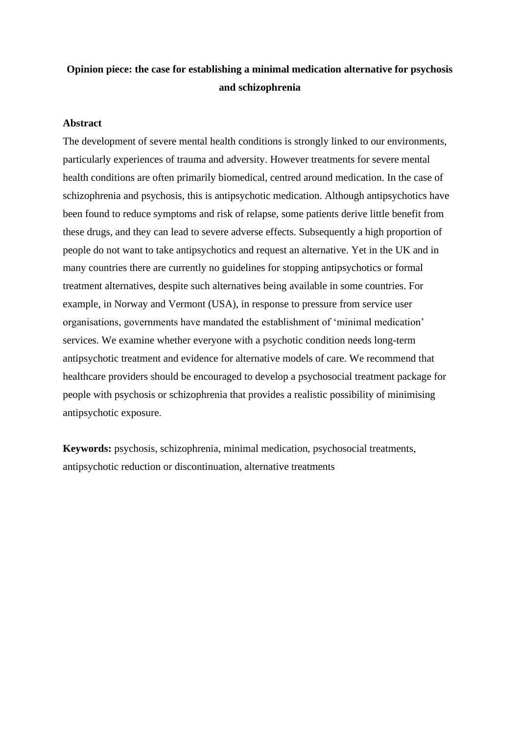# Opinion piece: the case for establishing a minimal medication alternative for psychosis and schizophrenia

## Abstract

The development of severe mental health conditions is strongly linked to our environments, particularly experiences of trauma and adversity. However treatments for severe mental health conditions are often primarily biomedical, centred around medication. In the case of schizophrenia and psychosis, this is antipsychotic medication. Although antipsychotics have been found to reduce symptoms and risk of relapse, some patients derive little benefit from these drugs, and they can lead to severe adverse effects. Subsequently a high proportion of people do not want to take antipsychotics and request an alternative. Yet in the UK and in many countries there are currently no guidelines for stopping antipsychotics or formal treatment alternatives, despite such alternatives being available in some countries. For example, in Norway and Vermont (USA), in response to pressure from service user organisations, governments have mandated the establishment of 'minimal medication' services. We examine whether everyone with a psychotic condition needs long-term antipsychotic treatment and evidence for alternative models of care. We recommend that healthcare providers should be encouraged to develop a psychosocial treatment package for people with psychosis or schizophrenia that provides a realistic possibility of minimising antipsychotic exposure.

**Keywords:** psychosis, schizophrenia, minimal medication, psychosocial treatments, antipsychotic reduction or discontinuation, alternative treatments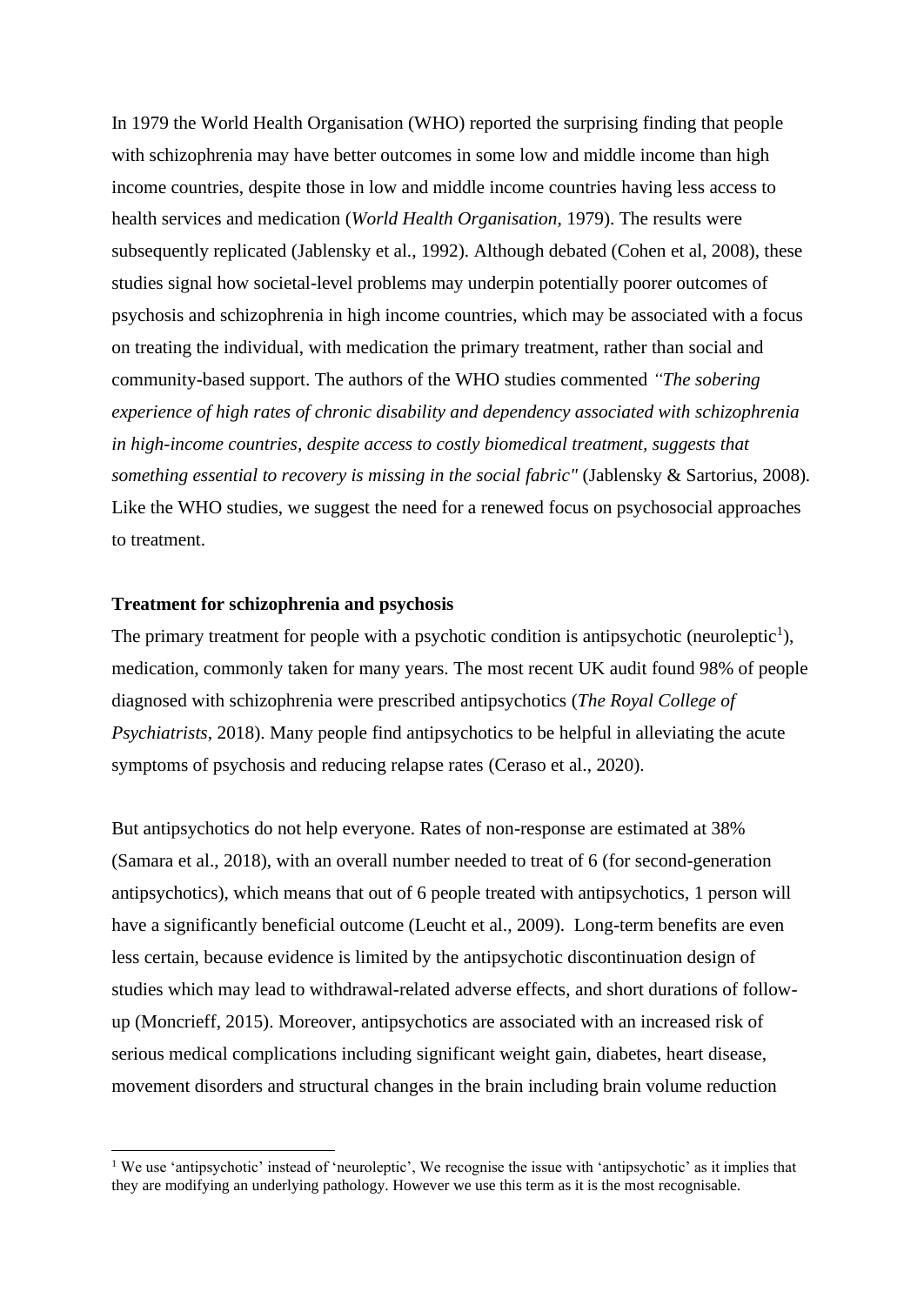In 1979 the World Health Organisation (WHO) reported the surprising finding that people with schizophrenia may have better outcomes in some low and middle income than high income countries, despite those in low and middle income countries having less access to health services and medication (*World Health Organisation*, 1979). The results were subsequently replicated (Jablensky et al., 1992). Although debated (Cohen et al, 2008), these studies signal how societal-level problems may underpin potentially poorer outcomes of psychosis and schizophrenia in high income countries, which may be associated with a focus on treating the individual, with medication the primary treatment, rather than social and community-based support. The authors of the WHO studies commented *"The sobering experience of high rates of chronic disability and dependency associated with schizophrenia in high-income countries, despite access to costly biomedical treatment, suggests that something essential to recovery is missing in the social fabric"* (Jablensky & Sartorius, 2008). Like the WHO studies, we suggest the need for a renewed focus on psychosocial approaches to treatment.

**Treatment for schizophrenia and psychosis**

The primary treatment for people with a psychotic condition is antipsychotic (neuroleptic[1]), medication, commonly taken for many years. The most recent UK audit found 98% of people diagnosed with schizophrenia were prescribed antipsychotics (*The Royal College of Psychiatrists*, 2018). Many people find antipsychotics to be helpful in alleviating the acute symptoms of psychosis and reducing relapse rates (Ceraso et al., 2020).

But antipsychotics do not help everyone. Rates of non-response are estimated at 38% (Samara et al., 2018), with an overall number needed to treat of 6 (for second-generation antipsychotics), which means that out of 6 people treated with antipsychotics, 1 person will have a significantly beneficial outcome (Leucht et al., 2009). Long-term benefits are even less certain, because evidence is limited by the antipsychotic discontinuation design of studies which may lead to withdrawal-related adverse effects, and short durations of follow-up (Moncrieff, 2015). Moreover, antipsychotics are associated with an increased risk of serious medical complications including significant weight gain, diabetes, heart disease, movement disorders and structural changes in the brain including brain volume reduction

[1] We use 'antipsychotic' instead of 'neuroleptic', We recognise the issue with 'antipsychotic' as it implies that they are modifying an underlying pathology. However we use this term as it is the most recognisable.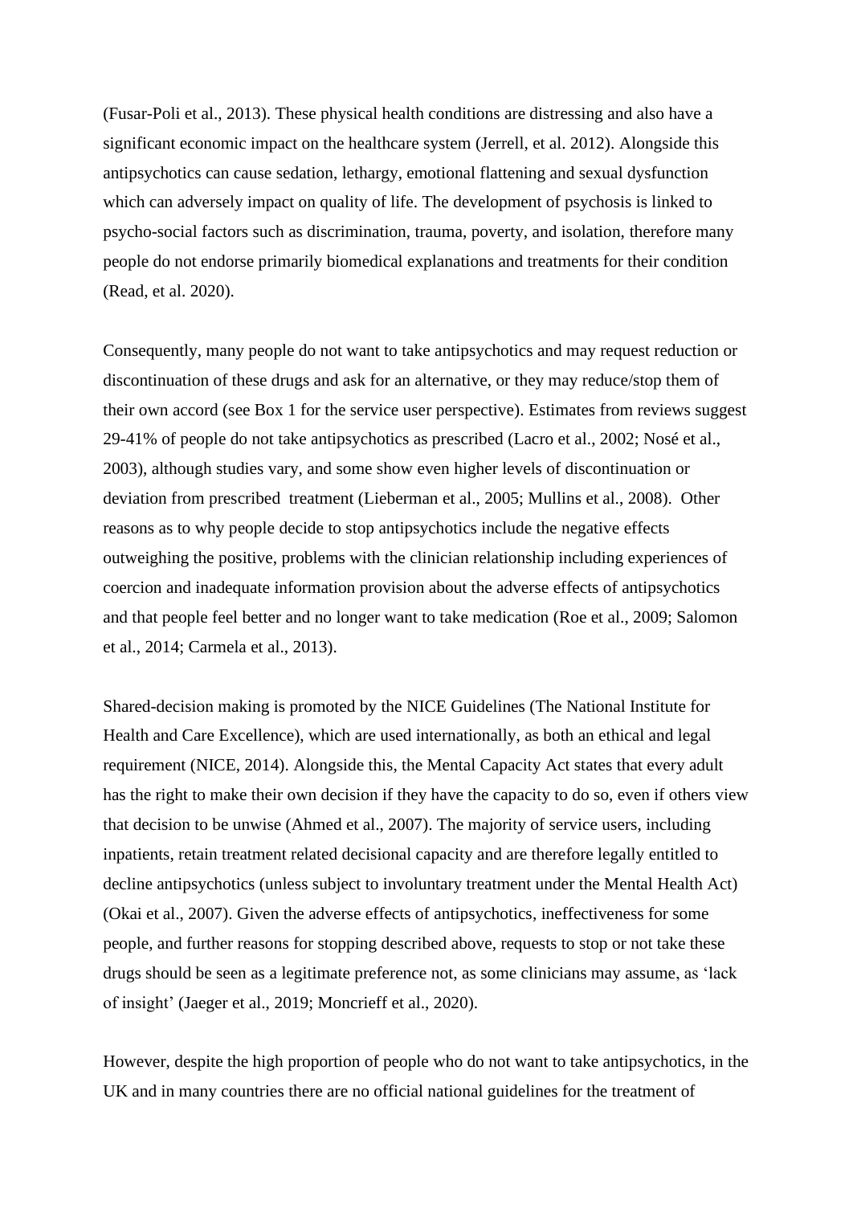(Fusar-Poli et al., 2013). These physical health conditions are distressing and also have a significant economic impact on the healthcare system (Jerrell, et al. 2012). Alongside this antipsychotics can cause sedation, lethargy, emotional flattening and sexual dysfunction which can adversely impact on quality of life. The development of psychosis is linked to psycho-social factors such as discrimination, trauma, poverty, and isolation, therefore many people do not endorse primarily biomedical explanations and treatments for their condition (Read, et al. 2020).

Consequently, many people do not want to take antipsychotics and may request reduction or discontinuation of these drugs and ask for an alternative, or they may reduce/stop them of their own accord (see Box 1 for the service user perspective). Estimates from reviews suggest 29-41% of people do not take antipsychotics as prescribed (Lacro et al., 2002; Nosé et al., 2003), although studies vary, and some show even higher levels of discontinuation or deviation from prescribed treatment (Lieberman et al., 2005; Mullins et al., 2008). Other reasons as to why people decide to stop antipsychotics include the negative effects outweighing the positive, problems with the clinician relationship including experiences of coercion and inadequate information provision about the adverse effects of antipsychotics and that people feel better and no longer want to take medication (Roe et al., 2009; Salomon et al., 2014; Carmela et al., 2013).

Shared-decision making is promoted by the NICE Guidelines (The National Institute for Health and Care Excellence), which are used internationally, as both an ethical and legal requirement (NICE, 2014). Alongside this, the Mental Capacity Act states that every adult has the right to make their own decision if they have the capacity to do so, even if others view that decision to be unwise (Ahmed et al., 2007). The majority of service users, including inpatients, retain treatment related decisional capacity and are therefore legally entitled to decline antipsychotics (unless subject to involuntary treatment under the Mental Health Act) (Okai et al., 2007). Given the adverse effects of antipsychotics, ineffectiveness for some people, and further reasons for stopping described above, requests to stop or not take these drugs should be seen as a legitimate preference not, as some clinicians may assume, as 'lack of insight' (Jaeger et al., 2019; Moncrieff et al., 2020).

However, despite the high proportion of people who do not want to take antipsychotics, in the UK and in many countries there are no official national guidelines for the treatment of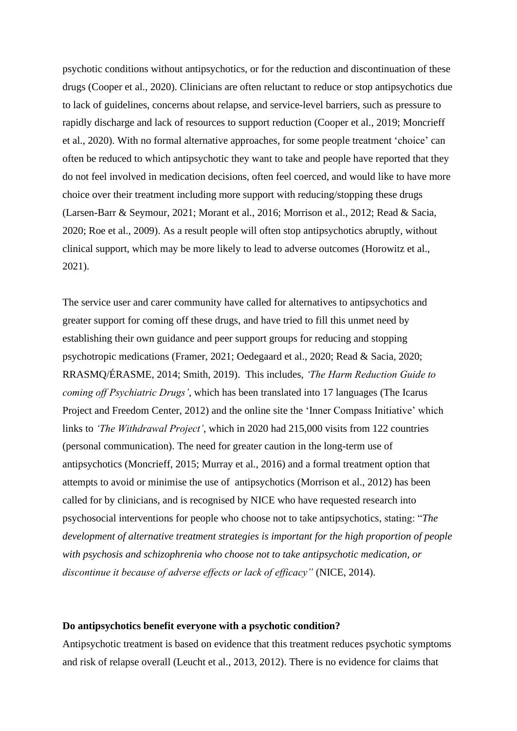psychotic conditions without antipsychotics, or for the reduction and discontinuation of these drugs (Cooper et al., 2020). Clinicians are often reluctant to reduce or stop antipsychotics due to lack of guidelines, concerns about relapse, and service-level barriers, such as pressure to rapidly discharge and lack of resources to support reduction (Cooper et al., 2019; Moncrieff et al., 2020). With no formal alternative approaches, for some people treatment 'choice' can often be reduced to which antipsychotic they want to take and people have reported that they do not feel involved in medication decisions, often feel coerced, and would like to have more choice over their treatment including more support with reducing/stopping these drugs (Larsen-Barr & Seymour, 2021; Morant et al., 2016; Morrison et al., 2012; Read & Sacia, 2020; Roe et al., 2009). As a result people will often stop antipsychotics abruptly, without clinical support, which may be more likely to lead to adverse outcomes (Horowitz et al., 2021).

The service user and carer community have called for alternatives to antipsychotics and greater support for coming off these drugs, and have tried to fill this unmet need by establishing their own guidance and peer support groups for reducing and stopping psychotropic medications (Framer, 2021; Oedegaard et al., 2020; Read & Sacia, 2020; RRASMQ/ÉRASME, 2014; Smith, 2019). This includes, *'The Harm Reduction Guide to coming off Psychiatric Drugs'*, which has been translated into 17 languages (The Icarus Project and Freedom Center, 2012) and the online site the 'Inner Compass Initiative' which links to *'The Withdrawal Project'*, which in 2020 had 215,000 visits from 122 countries (personal communication). The need for greater caution in the long-term use of antipsychotics (Moncrieff, 2015; Murray et al., 2016) and a formal treatment option that attempts to avoid or minimise the use of antipsychotics (Morrison et al., 2012) has been called for by clinicians, and is recognised by NICE who have requested research into psychosocial interventions for people who choose not to take antipsychotics, stating: "*The development of alternative treatment strategies is important for the high proportion of people with psychosis and schizophrenia who choose not to take antipsychotic medication, or discontinue it because of adverse effects or lack of efficacy"* (NICE, 2014).

**Do antipsychotics benefit everyone with a psychotic condition?**

Antipsychotic treatment is based on evidence that this treatment reduces psychotic symptoms and risk of relapse overall (Leucht et al., 2013, 2012). There is no evidence for claims that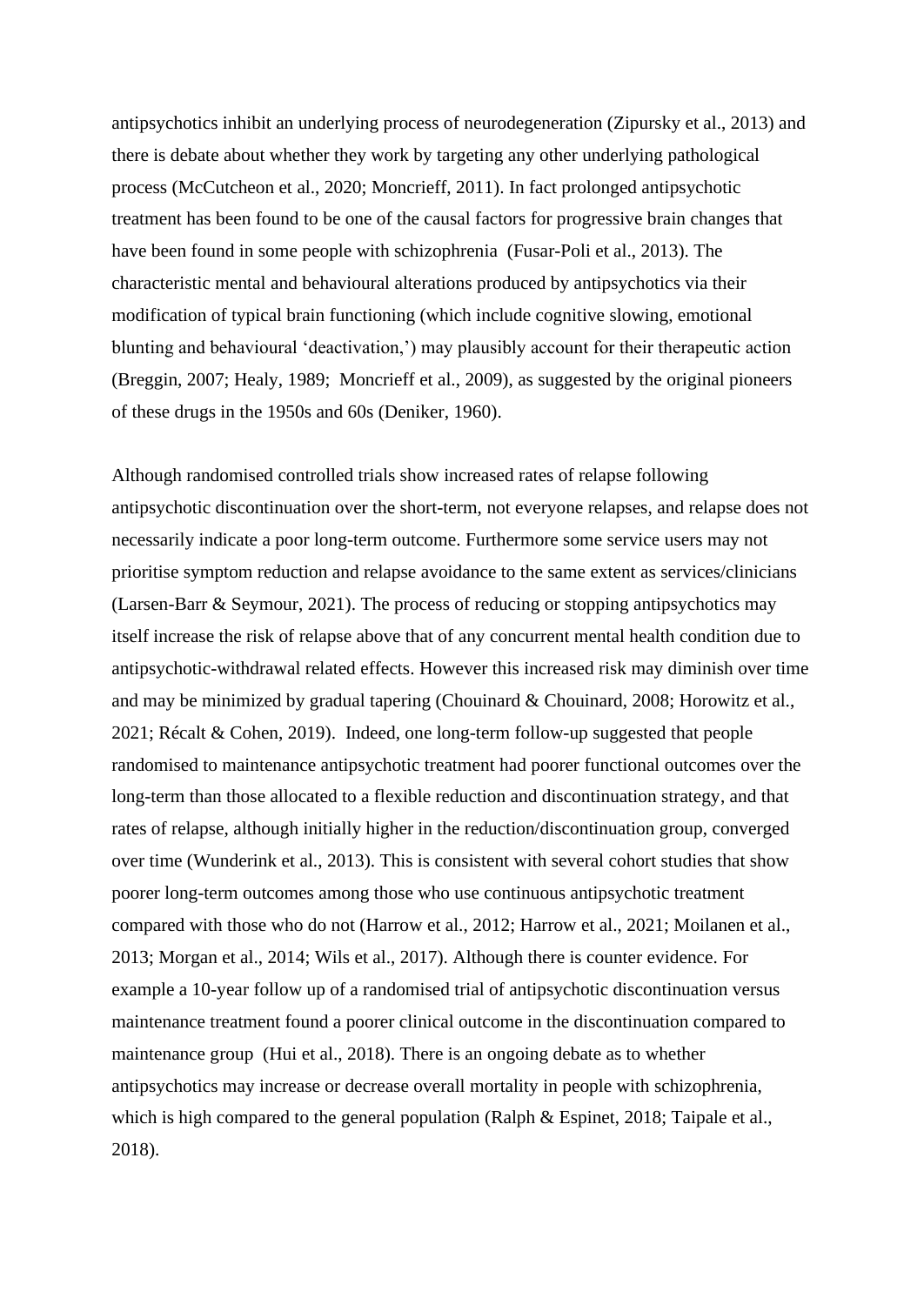antipsychotics inhibit an underlying process of neurodegeneration (Zipursky et al., 2013) and there is debate about whether they work by targeting any other underlying pathological process (McCutcheon et al., 2020; Moncrieff, 2011). In fact prolonged antipsychotic treatment has been found to be one of the causal factors for progressive brain changes that have been found in some people with schizophrenia (Fusar-Poli et al., 2013). The characteristic mental and behavioural alterations produced by antipsychotics via their modification of typical brain functioning (which include cognitive slowing, emotional blunting and behavioural 'deactivation,') may plausibly account for their therapeutic action (Breggin, 2007; Healy, 1989; Moncrieff et al., 2009), as suggested by the original pioneers of these drugs in the 1950s and 60s (Deniker, 1960).

Although randomised controlled trials show increased rates of relapse following antipsychotic discontinuation over the short-term, not everyone relapses, and relapse does not necessarily indicate a poor long-term outcome. Furthermore some service users may not prioritise symptom reduction and relapse avoidance to the same extent as services/clinicians (Larsen-Barr & Seymour, 2021). The process of reducing or stopping antipsychotics may itself increase the risk of relapse above that of any concurrent mental health condition due to antipsychotic-withdrawal related effects. However this increased risk may diminish over time and may be minimized by gradual tapering (Chouinard & Chouinard, 2008; Horowitz et al., 2021; Récalt & Cohen, 2019). Indeed, one long-term follow-up suggested that people randomised to maintenance antipsychotic treatment had poorer functional outcomes over the long-term than those allocated to a flexible reduction and discontinuation strategy, and that rates of relapse, although initially higher in the reduction/discontinuation group, converged over time (Wunderink et al., 2013). This is consistent with several cohort studies that show poorer long-term outcomes among those who use continuous antipsychotic treatment compared with those who do not (Harrow et al., 2012; Harrow et al., 2021; Moilanen et al., 2013; Morgan et al., 2014; Wils et al., 2017). Although there is counter evidence. For example a 10-year follow up of a randomised trial of antipsychotic discontinuation versus maintenance treatment found a poorer clinical outcome in the discontinuation compared to maintenance group (Hui et al., 2018). There is an ongoing debate as to whether antipsychotics may increase or decrease overall mortality in people with schizophrenia, which is high compared to the general population (Ralph & Espinet, 2018; Taipale et al., 2018).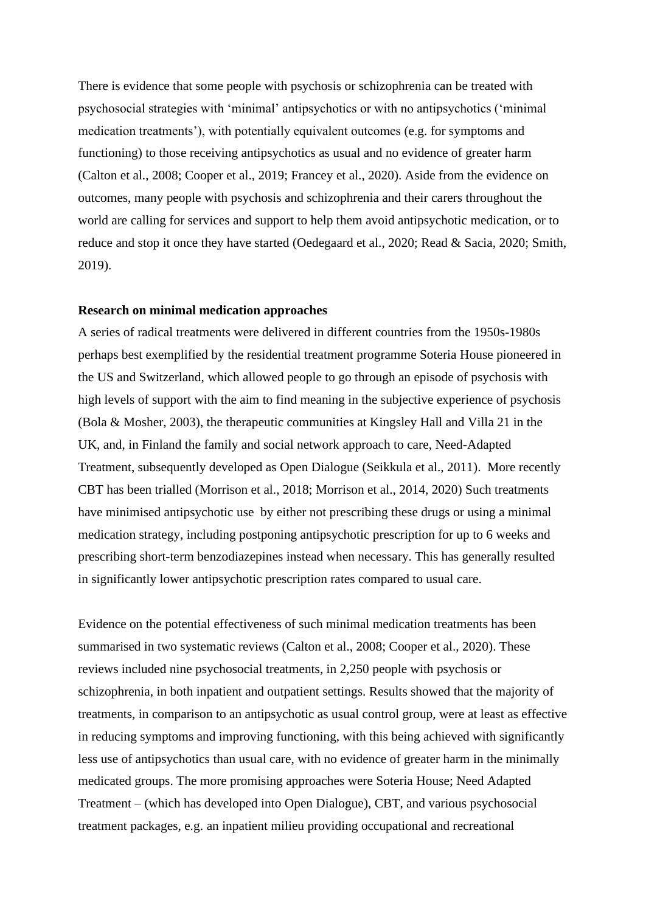There is evidence that some people with psychosis or schizophrenia can be treated with psychosocial strategies with 'minimal' antipsychotics or with no antipsychotics ('minimal medication treatments'), with potentially equivalent outcomes (e.g. for symptoms and functioning) to those receiving antipsychotics as usual and no evidence of greater harm (Calton et al., 2008; Cooper et al., 2019; Francey et al., 2020). Aside from the evidence on outcomes, many people with psychosis and schizophrenia and their carers throughout the world are calling for services and support to help them avoid antipsychotic medication, or to reduce and stop it once they have started (Oedegaard et al., 2020; Read & Sacia, 2020; Smith, 2019).

**Research on minimal medication approaches**

A series of radical treatments were delivered in different countries from the 1950s-1980s perhaps best exemplified by the residential treatment programme Soteria House pioneered in the US and Switzerland, which allowed people to go through an episode of psychosis with high levels of support with the aim to find meaning in the subjective experience of psychosis (Bola & Mosher, 2003), the therapeutic communities at Kingsley Hall and Villa 21 in the UK, and, in Finland the family and social network approach to care, Need-Adapted Treatment, subsequently developed as Open Dialogue (Seikkula et al., 2011). More recently CBT has been trialled (Morrison et al., 2018; Morrison et al., 2014, 2020) Such treatments have minimised antipsychotic use by either not prescribing these drugs or using a minimal medication strategy, including postponing antipsychotic prescription for up to 6 weeks and prescribing short-term benzodiazepines instead when necessary. This has generally resulted in significantly lower antipsychotic prescription rates compared to usual care.

Evidence on the potential effectiveness of such minimal medication treatments has been summarised in two systematic reviews (Calton et al., 2008; Cooper et al., 2020). These reviews included nine psychosocial treatments, in 2,250 people with psychosis or schizophrenia, in both inpatient and outpatient settings. Results showed that the majority of treatments, in comparison to an antipsychotic as usual control group, were at least as effective in reducing symptoms and improving functioning, with this being achieved with significantly less use of antipsychotics than usual care, with no evidence of greater harm in the minimally medicated groups. The more promising approaches were Soteria House; Need Adapted Treatment – (which has developed into Open Dialogue), CBT, and various psychosocial treatment packages, e.g. an inpatient milieu providing occupational and recreational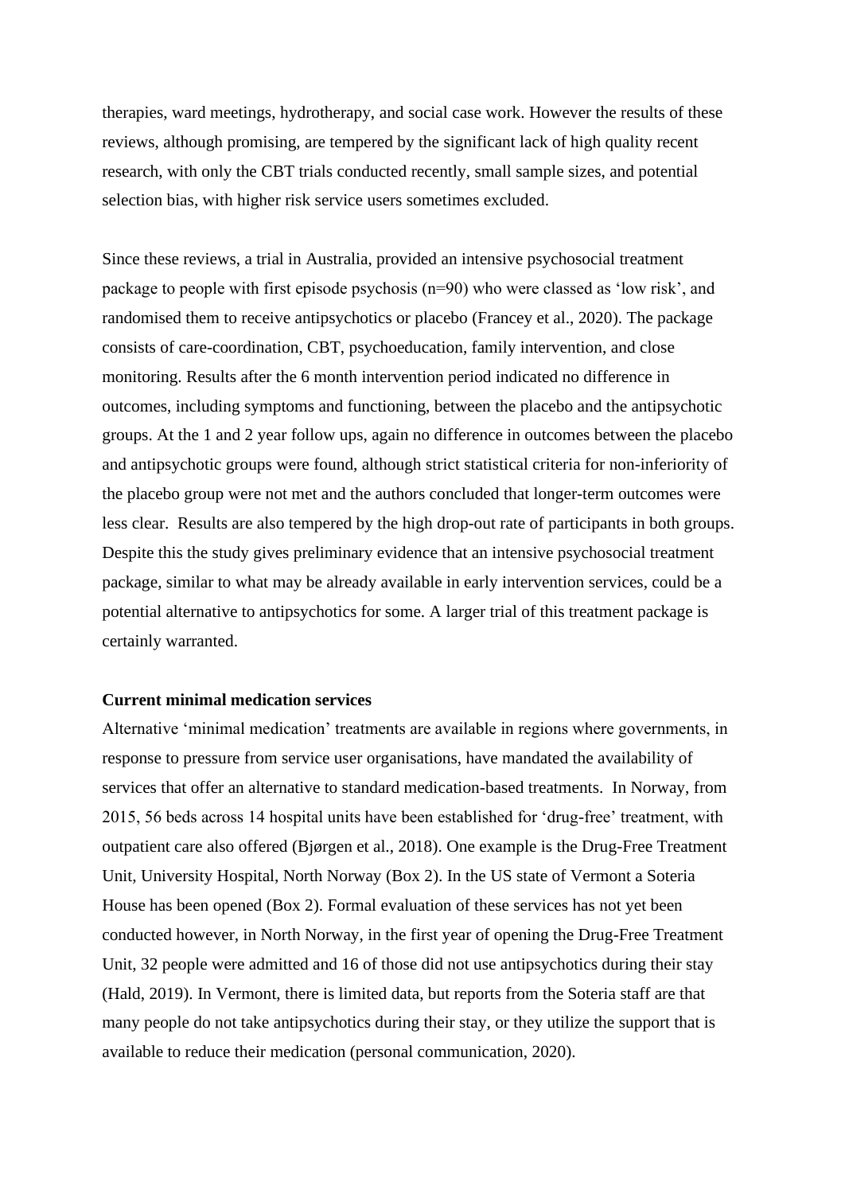therapies, ward meetings, hydrotherapy, and social case work. However the results of these reviews, although promising, are tempered by the significant lack of high quality recent research, with only the CBT trials conducted recently, small sample sizes, and potential selection bias, with higher risk service users sometimes excluded.

Since these reviews, a trial in Australia, provided an intensive psychosocial treatment package to people with first episode psychosis (n=90) who were classed as 'low risk', and randomised them to receive antipsychotics or placebo (Francey et al., 2020). The package consists of care-coordination, CBT, psychoeducation, family intervention, and close monitoring. Results after the 6 month intervention period indicated no difference in outcomes, including symptoms and functioning, between the placebo and the antipsychotic groups. At the 1 and 2 year follow ups, again no difference in outcomes between the placebo and antipsychotic groups were found, although strict statistical criteria for non-inferiority of the placebo group were not met and the authors concluded that longer-term outcomes were less clear. Results are also tempered by the high drop-out rate of participants in both groups. Despite this the study gives preliminary evidence that an intensive psychosocial treatment package, similar to what may be already available in early intervention services, could be a potential alternative to antipsychotics for some. A larger trial of this treatment package is certainly warranted.

**Current minimal medication services**

Alternative 'minimal medication' treatments are available in regions where governments, in response to pressure from service user organisations, have mandated the availability of services that offer an alternative to standard medication-based treatments. In Norway, from 2015, 56 beds across 14 hospital units have been established for 'drug-free' treatment, with outpatient care also offered (Bjørgen et al., 2018). One example is the Drug-Free Treatment Unit, University Hospital, North Norway (Box 2). In the US state of Vermont a Soteria House has been opened (Box 2). Formal evaluation of these services has not yet been conducted however, in North Norway, in the first year of opening the Drug-Free Treatment Unit, 32 people were admitted and 16 of those did not use antipsychotics during their stay (Hald, 2019). In Vermont, there is limited data, but reports from the Soteria staff are that many people do not take antipsychotics during their stay, or they utilize the support that is available to reduce their medication (personal communication, 2020).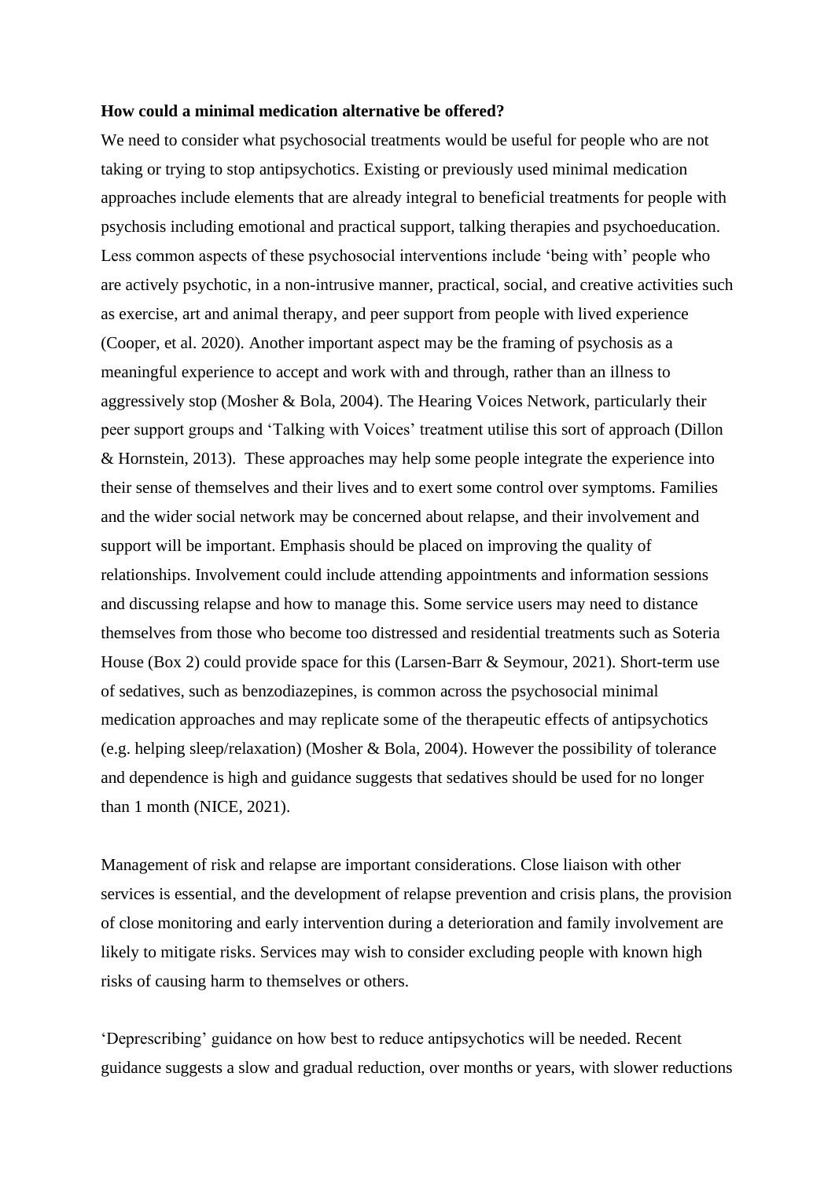**How could a minimal medication alternative be offered?**

We need to consider what psychosocial treatments would be useful for people who are not taking or trying to stop antipsychotics. Existing or previously used minimal medication approaches include elements that are already integral to beneficial treatments for people with psychosis including emotional and practical support, talking therapies and psychoeducation. Less common aspects of these psychosocial interventions include 'being with' people who are actively psychotic, in a non-intrusive manner, practical, social, and creative activities such as exercise, art and animal therapy, and peer support from people with lived experience (Cooper, et al. 2020). Another important aspect may be the framing of psychosis as a meaningful experience to accept and work with and through, rather than an illness to aggressively stop (Mosher & Bola, 2004). The Hearing Voices Network, particularly their peer support groups and 'Talking with Voices' treatment utilise this sort of approach (Dillon & Hornstein, 2013). These approaches may help some people integrate the experience into their sense of themselves and their lives and to exert some control over symptoms. Families and the wider social network may be concerned about relapse, and their involvement and support will be important. Emphasis should be placed on improving the quality of relationships. Involvement could include attending appointments and information sessions and discussing relapse and how to manage this. Some service users may need to distance themselves from those who become too distressed and residential treatments such as Soteria House (Box 2) could provide space for this (Larsen-Barr & Seymour, 2021). Short-term use of sedatives, such as benzodiazepines, is common across the psychosocial minimal medication approaches and may replicate some of the therapeutic effects of antipsychotics (e.g. helping sleep/relaxation) (Mosher & Bola, 2004). However the possibility of tolerance and dependence is high and guidance suggests that sedatives should be used for no longer than 1 month (NICE, 2021).

Management of risk and relapse are important considerations. Close liaison with other services is essential, and the development of relapse prevention and crisis plans, the provision of close monitoring and early intervention during a deterioration and family involvement are likely to mitigate risks. Services may wish to consider excluding people with known high risks of causing harm to themselves or others.

'Deprescribing' guidance on how best to reduce antipsychotics will be needed. Recent guidance suggests a slow and gradual reduction, over months or years, with slower reductions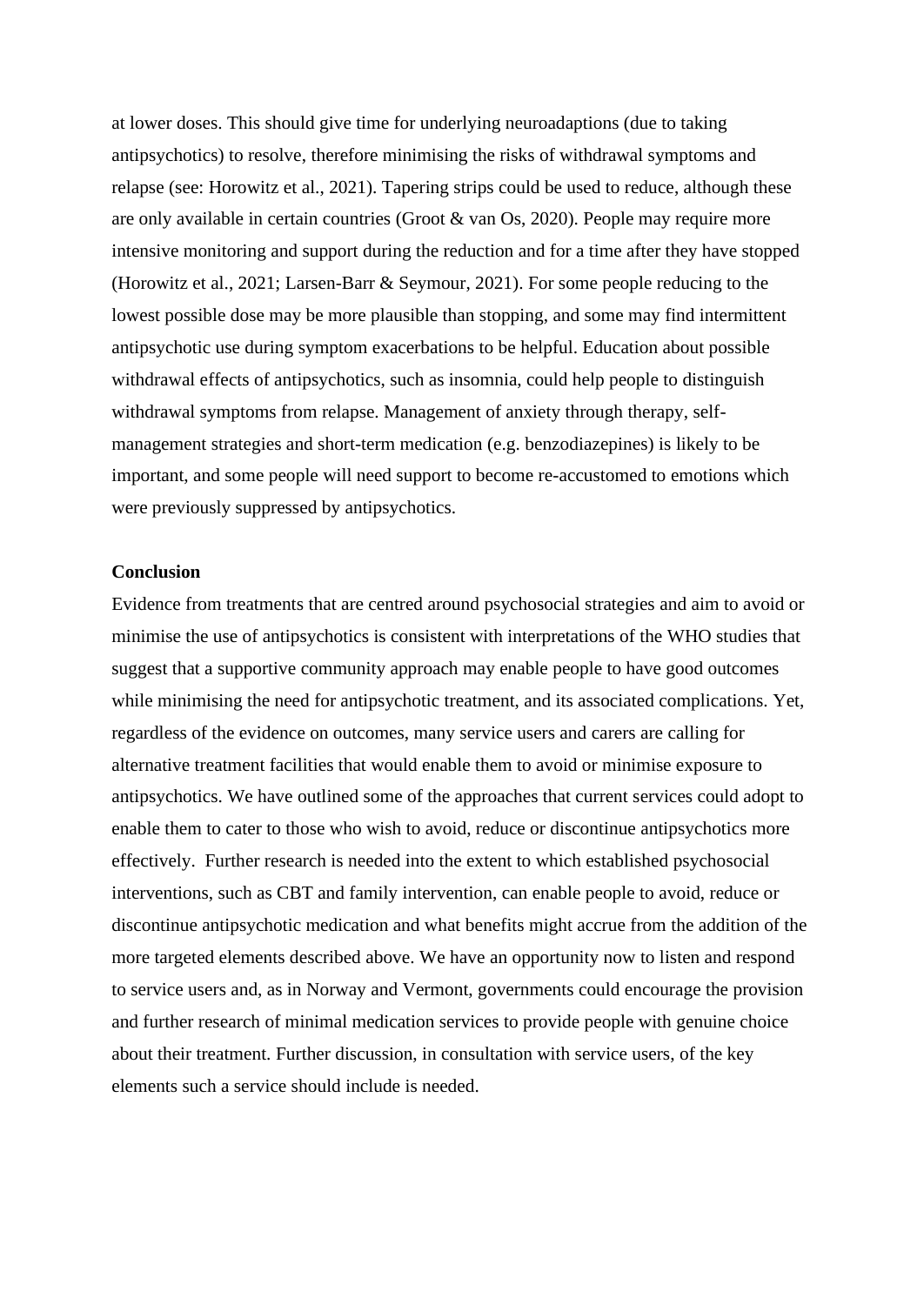at lower doses. This should give time for underlying neuroadaptions (due to taking antipsychotics) to resolve, therefore minimising the risks of withdrawal symptoms and relapse (see: Horowitz et al., 2021). Tapering strips could be used to reduce, although these are only available in certain countries (Groot & van Os, 2020). People may require more intensive monitoring and support during the reduction and for a time after they have stopped (Horowitz et al., 2021; Larsen-Barr & Seymour, 2021). For some people reducing to the lowest possible dose may be more plausible than stopping, and some may find intermittent antipsychotic use during symptom exacerbations to be helpful. Education about possible withdrawal effects of antipsychotics, such as insomnia, could help people to distinguish withdrawal symptoms from relapse. Management of anxiety through therapy, self-management strategies and short-term medication (e.g. benzodiazepines) is likely to be important, and some people will need support to become re-accustomed to emotions which were previously suppressed by antipsychotics.

**Conclusion**

Evidence from treatments that are centred around psychosocial strategies and aim to avoid or minimise the use of antipsychotics is consistent with interpretations of the WHO studies that suggest that a supportive community approach may enable people to have good outcomes while minimising the need for antipsychotic treatment, and its associated complications. Yet, regardless of the evidence on outcomes, many service users and carers are calling for alternative treatment facilities that would enable them to avoid or minimise exposure to antipsychotics. We have outlined some of the approaches that current services could adopt to enable them to cater to those who wish to avoid, reduce or discontinue antipsychotics more effectively. Further research is needed into the extent to which established psychosocial interventions, such as CBT and family intervention, can enable people to avoid, reduce or discontinue antipsychotic medication and what benefits might accrue from the addition of the more targeted elements described above. We have an opportunity now to listen and respond to service users and, as in Norway and Vermont, governments could encourage the provision and further research of minimal medication services to provide people with genuine choice about their treatment. Further discussion, in consultation with service users, of the key elements such a service should include is needed.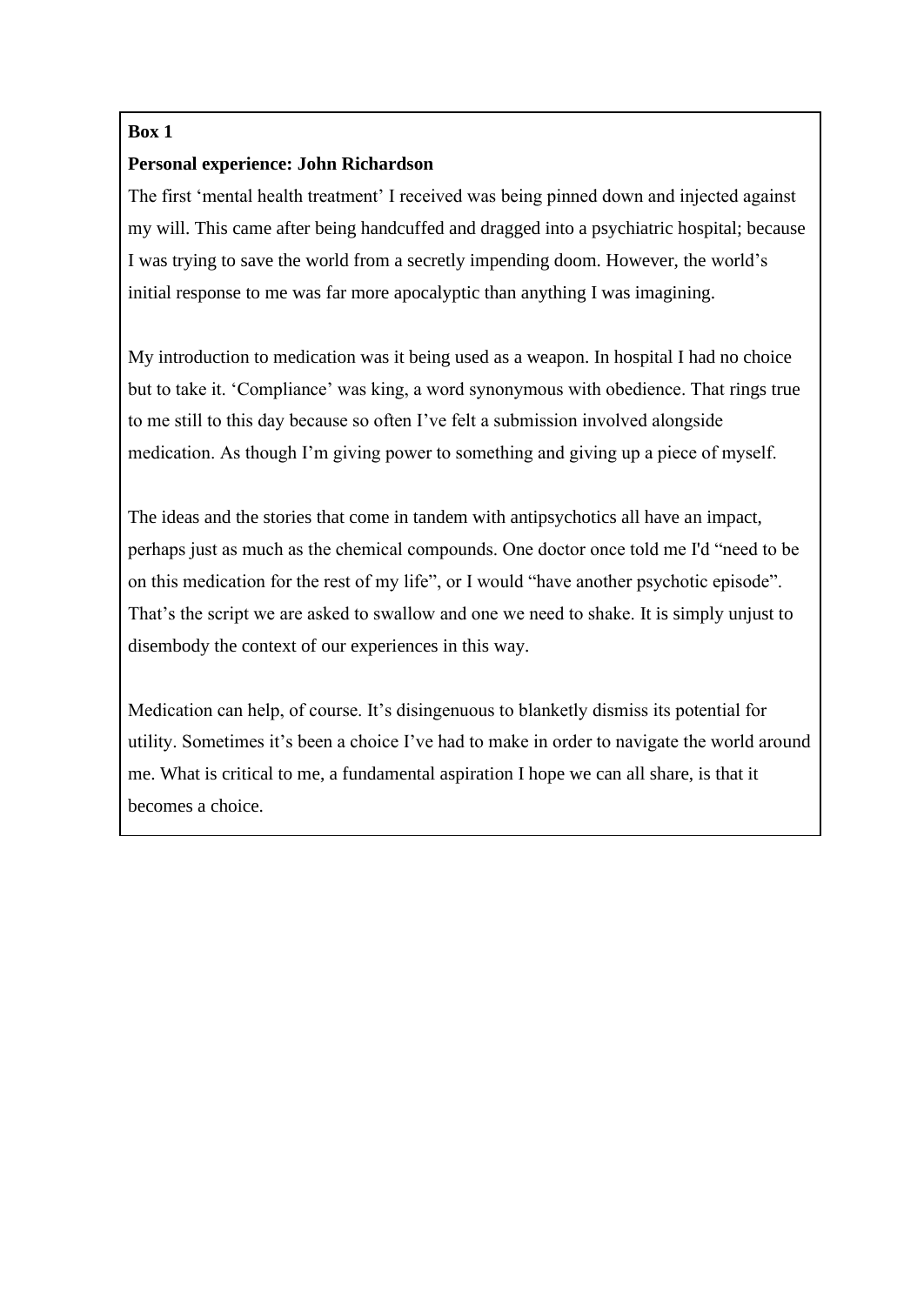**Box 1**

**Personal experience: John Richardson**

The first ‘mental health treatment’ I received was being pinned down and injected against my will. This came after being handcuffed and dragged into a psychiatric hospital; because I was trying to save the world from a secretly impending doom. However, the world’s initial response to me was far more apocalyptic than anything I was imagining.

My introduction to medication was it being used as a weapon. In hospital I had no choice but to take it. ‘Compliance’ was king, a word synonymous with obedience. That rings true to me still to this day because so often I’ve felt a submission involved alongside medication. As though I’m giving power to something and giving up a piece of myself.

The ideas and the stories that come in tandem with antipsychotics all have an impact, perhaps just as much as the chemical compounds. One doctor once told me I'd “need to be on this medication for the rest of my life”, or I would “have another psychotic episode”. That’s the script we are asked to swallow and one we need to shake. It is simply unjust to disembody the context of our experiences in this way.

Medication can help, of course. It’s disingenuous to blanketly dismiss its potential for utility. Sometimes it’s been a choice I’ve had to make in order to navigate the world around me. What is critical to me, a fundamental aspiration I hope we can all share, is that it becomes a choice.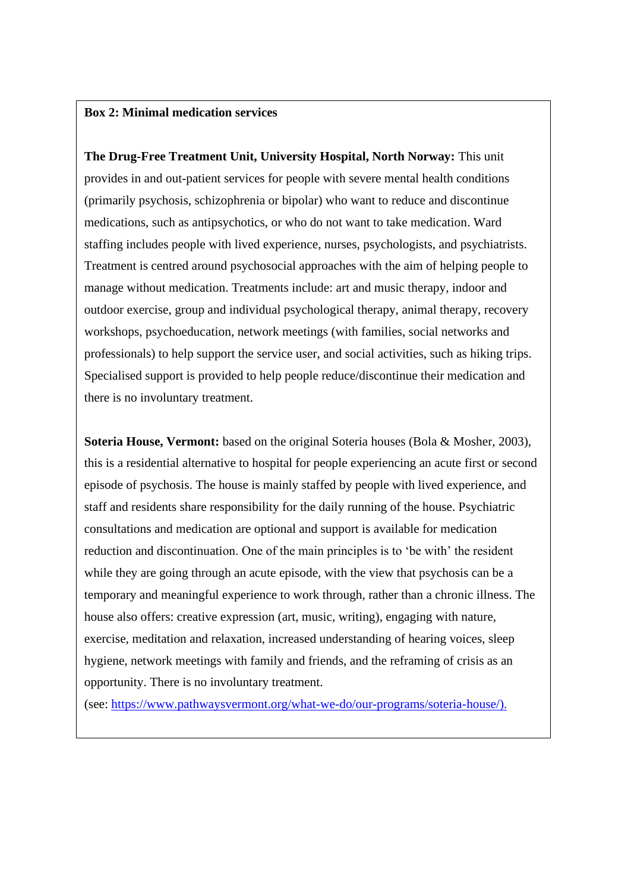**Box 2: Minimal medication services**

**The Drug-Free Treatment Unit, University Hospital, North Norway:** This unit provides in and out-patient services for people with severe mental health conditions (primarily psychosis, schizophrenia or bipolar) who want to reduce and discontinue medications, such as antipsychotics, or who do not want to take medication. Ward staffing includes people with lived experience, nurses, psychologists, and psychiatrists. Treatment is centred around psychosocial approaches with the aim of helping people to manage without medication. Treatments include: art and music therapy, indoor and outdoor exercise, group and individual psychological therapy, animal therapy, recovery workshops, psychoeducation, network meetings (with families, social networks and professionals) to help support the service user, and social activities, such as hiking trips. Specialised support is provided to help people reduce/discontinue their medication and there is no involuntary treatment.

**Soteria House, Vermont:** based on the original Soteria houses (Bola & Mosher, 2003), this is a residential alternative to hospital for people experiencing an acute first or second episode of psychosis. The house is mainly staffed by people with lived experience, and staff and residents share responsibility for the daily running of the house. Psychiatric consultations and medication are optional and support is available for medication reduction and discontinuation. One of the main principles is to 'be with' the resident while they are going through an acute episode, with the view that psychosis can be a temporary and meaningful experience to work through, rather than a chronic illness. The house also offers: creative expression (art, music, writing), engaging with nature, exercise, meditation and relaxation, increased understanding of hearing voices, sleep hygiene, network meetings with family and friends, and the reframing of crisis as an opportunity. There is no involuntary treatment.
(see: https://www.pathwaysvermont.org/what-we-do/our-programs/soteria-house/).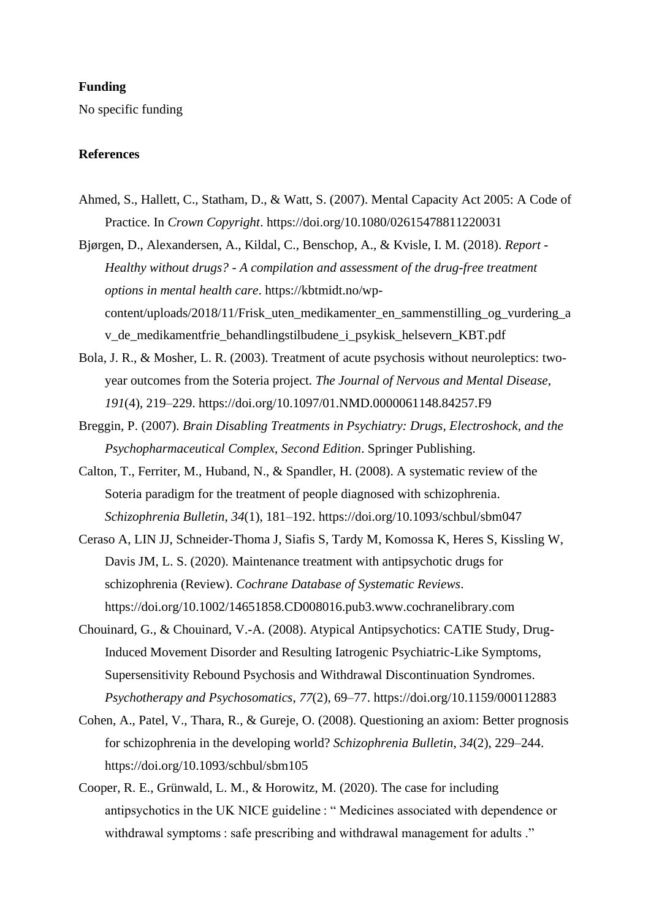**Funding**

No specific funding

**References**

Ahmed, S., Hallett, C., Statham, D., & Watt, S. (2007). Mental Capacity Act 2005: A Code of Practice. In *Crown Copyright*. https://doi.org/10.1080/02615478811220031

Bjørgen, D., Alexandersen, A., Kildal, C., Benschop, A., & Kvisle, I. M. (2018). *Report - Healthy without drugs? - A compilation and assessment of the drug-free treatment options in mental health care*. https://kbtmidt.no/wp-content/uploads/2018/11/Frisk_uten_medikamenter_en_sammenstilling_og_vurdering_av_de_medikamentfrie_behandlingstilbudene_i_psykisk_helsevern_KBT.pdf

Bola, J. R., & Mosher, L. R. (2003). Treatment of acute psychosis without neuroleptics: two-year outcomes from the Soteria project. *The Journal of Nervous and Mental Disease*, *191*(4), 219–229. https://doi.org/10.1097/01.NMD.0000061148.84257.F9

Breggin, P. (2007). *Brain Disabling Treatments in Psychiatry: Drugs, Electroshock, and the Psychopharmaceutical Complex, Second Edition*. Springer Publishing.

Calton, T., Ferriter, M., Huband, N., & Spandler, H. (2008). A systematic review of the Soteria paradigm for the treatment of people diagnosed with schizophrenia. *Schizophrenia Bulletin*, *34*(1), 181–192. https://doi.org/10.1093/schbul/sbm047

Ceraso A, LIN JJ, Schneider-Thoma J, Siafis S, Tardy M, Komossa K, Heres S, Kissling W, Davis JM, L. S. (2020). Maintenance treatment with antipsychotic drugs for schizophrenia (Review). *Cochrane Database of Systematic Reviews*. https://doi.org/10.1002/14651858.CD008016.pub3.www.cochranelibrary.com

Chouinard, G., & Chouinard, V.-A. (2008). Atypical Antipsychotics: CATIE Study, Drug-Induced Movement Disorder and Resulting Iatrogenic Psychiatric-Like Symptoms, Supersensitivity Rebound Psychosis and Withdrawal Discontinuation Syndromes. *Psychotherapy and Psychosomatics*, *77*(2), 69–77. https://doi.org/10.1159/000112883

Cohen, A., Patel, V., Thara, R., & Gureje, O. (2008). Questioning an axiom: Better prognosis for schizophrenia in the developing world? *Schizophrenia Bulletin*, *34*(2), 229–244. https://doi.org/10.1093/schbul/sbm105

Cooper, R. E., Grünwald, L. M., & Horowitz, M. (2020). The case for including antipsychotics in the UK NICE guideline : " Medicines associated with dependence or withdrawal symptoms : safe prescribing and withdrawal management for adults ."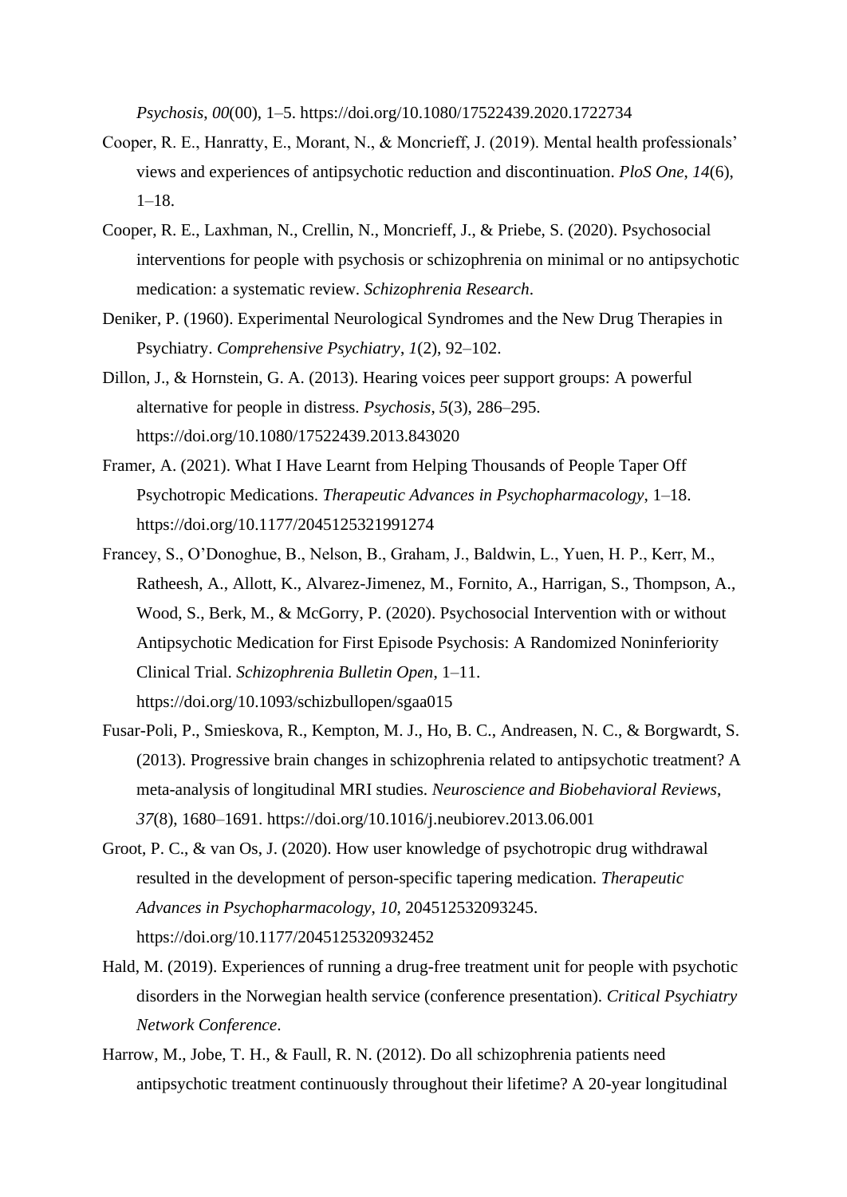*Psychosis*, *00*(00), 1–5. https://doi.org/10.1080/17522439.2020.1722734

Cooper, R. E., Hanratty, E., Morant, N., & Moncrieff, J. (2019). Mental health professionals' views and experiences of antipsychotic reduction and discontinuation. *PloS One*, *14*(6), 1–18.

Cooper, R. E., Laxhman, N., Crellin, N., Moncrieff, J., & Priebe, S. (2020). Psychosocial interventions for people with psychosis or schizophrenia on minimal or no antipsychotic medication: a systematic review. *Schizophrenia Research*.

Deniker, P. (1960). Experimental Neurological Syndromes and the New Drug Therapies in Psychiatry. *Comprehensive Psychiatry*, *1*(2), 92–102.

Dillon, J., & Hornstein, G. A. (2013). Hearing voices peer support groups: A powerful alternative for people in distress. *Psychosis*, *5*(3), 286–295. https://doi.org/10.1080/17522439.2013.843020

Framer, A. (2021). What I Have Learnt from Helping Thousands of People Taper Off Psychotropic Medications. *Therapeutic Advances in Psychopharmacology*, 1–18. https://doi.org/10.1177/2045125321991274

Francey, S., O'Donoghue, B., Nelson, B., Graham, J., Baldwin, L., Yuen, H. P., Kerr, M., Ratheesh, A., Allott, K., Alvarez-Jimenez, M., Fornito, A., Harrigan, S., Thompson, A., Wood, S., Berk, M., & McGorry, P. (2020). Psychosocial Intervention with or without Antipsychotic Medication for First Episode Psychosis: A Randomized Noninferiority Clinical Trial. *Schizophrenia Bulletin Open*, 1–11. https://doi.org/10.1093/schizbullopen/sgaa015

Fusar-Poli, P., Smieskova, R., Kempton, M. J., Ho, B. C., Andreasen, N. C., & Borgwardt, S. (2013). Progressive brain changes in schizophrenia related to antipsychotic treatment? A meta-analysis of longitudinal MRI studies. *Neuroscience and Biobehavioral Reviews*, *37*(8), 1680–1691. https://doi.org/10.1016/j.neubiorev.2013.06.001

Groot, P. C., & van Os, J. (2020). How user knowledge of psychotropic drug withdrawal resulted in the development of person-specific tapering medication. *Therapeutic Advances in Psychopharmacology*, *10*, 204512532093245. https://doi.org/10.1177/2045125320932452

Hald, M. (2019). Experiences of running a drug-free treatment unit for people with psychotic disorders in the Norwegian health service (conference presentation). *Critical Psychiatry Network Conference*.

Harrow, M., Jobe, T. H., & Faull, R. N. (2012). Do all schizophrenia patients need antipsychotic treatment continuously throughout their lifetime? A 20-year longitudinal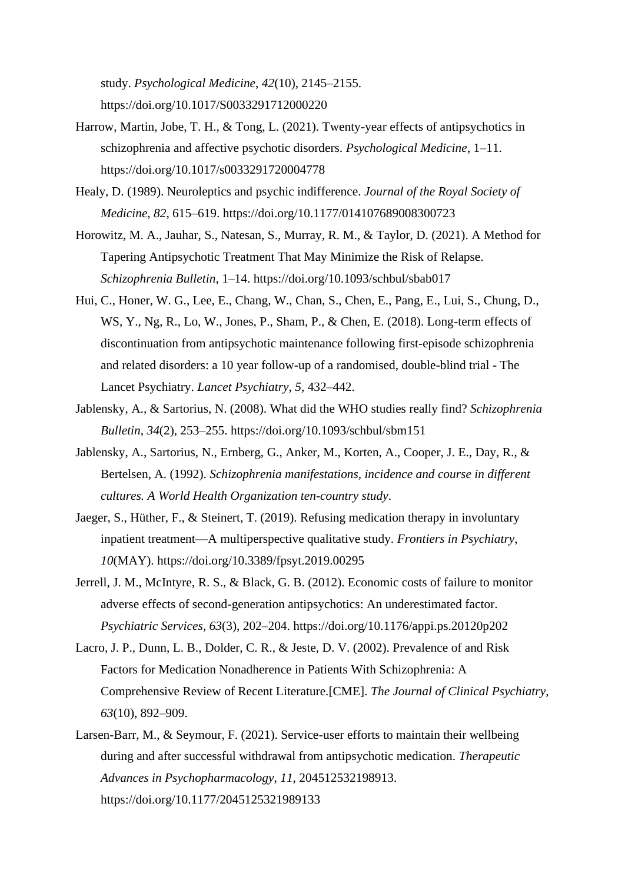study. *Psychological Medicine*, *42*(10), 2145–2155. https://doi.org/10.1017/S0033291712000220

Harrow, Martin, Jobe, T. H., & Tong, L. (2021). Twenty-year effects of antipsychotics in schizophrenia and affective psychotic disorders. *Psychological Medicine*, 1–11. https://doi.org/10.1017/s0033291720004778

Healy, D. (1989). Neuroleptics and psychic indifference. *Journal of the Royal Society of Medicine*, *82*, 615–619. https://doi.org/10.1177/014107689008300723

Horowitz, M. A., Jauhar, S., Natesan, S., Murray, R. M., & Taylor, D. (2021). A Method for Tapering Antipsychotic Treatment That May Minimize the Risk of Relapse. *Schizophrenia Bulletin*, 1–14. https://doi.org/10.1093/schbul/sbab017

Hui, C., Honer, W. G., Lee, E., Chang, W., Chan, S., Chen, E., Pang, E., Lui, S., Chung, D., WS, Y., Ng, R., Lo, W., Jones, P., Sham, P., & Chen, E. (2018). Long-term effects of discontinuation from antipsychotic maintenance following first-episode schizophrenia and related disorders: a 10 year follow-up of a randomised, double-blind trial - The Lancet Psychiatry. *Lancet Psychiatry*, *5*, 432–442.

Jablensky, A., & Sartorius, N. (2008). What did the WHO studies really find? *Schizophrenia Bulletin*, *34*(2), 253–255. https://doi.org/10.1093/schbul/sbm151

Jablensky, A., Sartorius, N., Ernberg, G., Anker, M., Korten, A., Cooper, J. E., Day, R., & Bertelsen, A. (1992). *Schizophrenia manifestations, incidence and course in different cultures. A World Health Organization ten-country study*.

Jaeger, S., Hüther, F., & Steinert, T. (2019). Refusing medication therapy in involuntary inpatient treatment—A multiperspective qualitative study. *Frontiers in Psychiatry*, *10*(MAY). https://doi.org/10.3389/fpsyt.2019.00295

Jerrell, J. M., McIntyre, R. S., & Black, G. B. (2012). Economic costs of failure to monitor adverse effects of second-generation antipsychotics: An underestimated factor. *Psychiatric Services*, *63*(3), 202–204. https://doi.org/10.1176/appi.ps.20120p202

Lacro, J. P., Dunn, L. B., Dolder, C. R., & Jeste, D. V. (2002). Prevalence of and Risk Factors for Medication Nonadherence in Patients With Schizophrenia: A Comprehensive Review of Recent Literature.[CME]. *The Journal of Clinical Psychiatry*, *63*(10), 892–909.

Larsen-Barr, M., & Seymour, F. (2021). Service-user efforts to maintain their wellbeing during and after successful withdrawal from antipsychotic medication. *Therapeutic Advances in Psychopharmacology*, *11*, 204512532198913. https://doi.org/10.1177/2045125321989133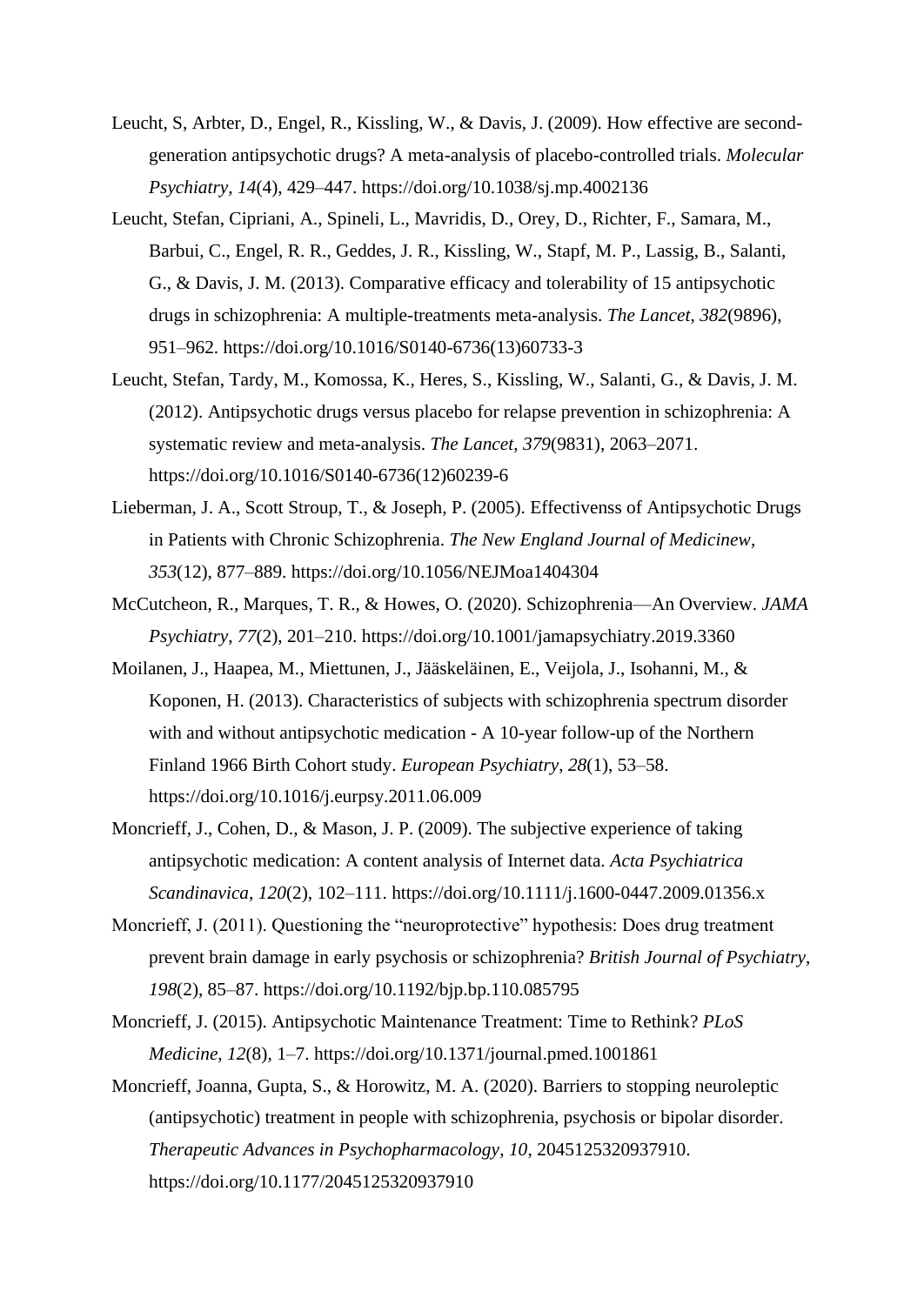Leucht, S, Arbter, D., Engel, R., Kissling, W., & Davis, J. (2009). How effective are second-generation antipsychotic drugs? A meta-analysis of placebo-controlled trials. *Molecular Psychiatry*, *14*(4), 429–447. https://doi.org/10.1038/sj.mp.4002136

Leucht, Stefan, Cipriani, A., Spineli, L., Mavridis, D., Orey, D., Richter, F., Samara, M., Barbui, C., Engel, R. R., Geddes, J. R., Kissling, W., Stapf, M. P., Lassig, B., Salanti, G., & Davis, J. M. (2013). Comparative efficacy and tolerability of 15 antipsychotic drugs in schizophrenia: A multiple-treatments meta-analysis. *The Lancet*, *382*(9896), 951–962. https://doi.org/10.1016/S0140-6736(13)60733-3

Leucht, Stefan, Tardy, M., Komossa, K., Heres, S., Kissling, W., Salanti, G., & Davis, J. M. (2012). Antipsychotic drugs versus placebo for relapse prevention in schizophrenia: A systematic review and meta-analysis. *The Lancet*, *379*(9831), 2063–2071. https://doi.org/10.1016/S0140-6736(12)60239-6

Lieberman, J. A., Scott Stroup, T., & Joseph, P. (2005). Effectivenss of Antipsychotic Drugs in Patients with Chronic Schizophrenia. *The New England Journal of Medicinew*, *353*(12), 877–889. https://doi.org/10.1056/NEJMoa1404304

McCutcheon, R., Marques, T. R., & Howes, O. (2020). Schizophrenia—An Overview. *JAMA Psychiatry*, *77*(2), 201–210. https://doi.org/10.1001/jamapsychiatry.2019.3360

Moilanen, J., Haapea, M., Miettunen, J., Jääskeläinen, E., Veijola, J., Isohanni, M., & Koponen, H. (2013). Characteristics of subjects with schizophrenia spectrum disorder with and without antipsychotic medication - A 10-year follow-up of the Northern Finland 1966 Birth Cohort study. *European Psychiatry*, *28*(1), 53–58. https://doi.org/10.1016/j.eurpsy.2011.06.009

Moncrieff, J., Cohen, D., & Mason, J. P. (2009). The subjective experience of taking antipsychotic medication: A content analysis of Internet data. *Acta Psychiatrica Scandinavica*, *120*(2), 102–111. https://doi.org/10.1111/j.1600-0447.2009.01356.x

Moncrieff, J. (2011). Questioning the "neuroprotective" hypothesis: Does drug treatment prevent brain damage in early psychosis or schizophrenia? *British Journal of Psychiatry*, *198*(2), 85–87. https://doi.org/10.1192/bjp.bp.110.085795

Moncrieff, J. (2015). Antipsychotic Maintenance Treatment: Time to Rethink? *PLoS Medicine*, *12*(8), 1–7. https://doi.org/10.1371/journal.pmed.1001861

Moncrieff, Joanna, Gupta, S., & Horowitz, M. A. (2020). Barriers to stopping neuroleptic (antipsychotic) treatment in people with schizophrenia, psychosis or bipolar disorder. *Therapeutic Advances in Psychopharmacology*, *10*, 2045125320937910. https://doi.org/10.1177/2045125320937910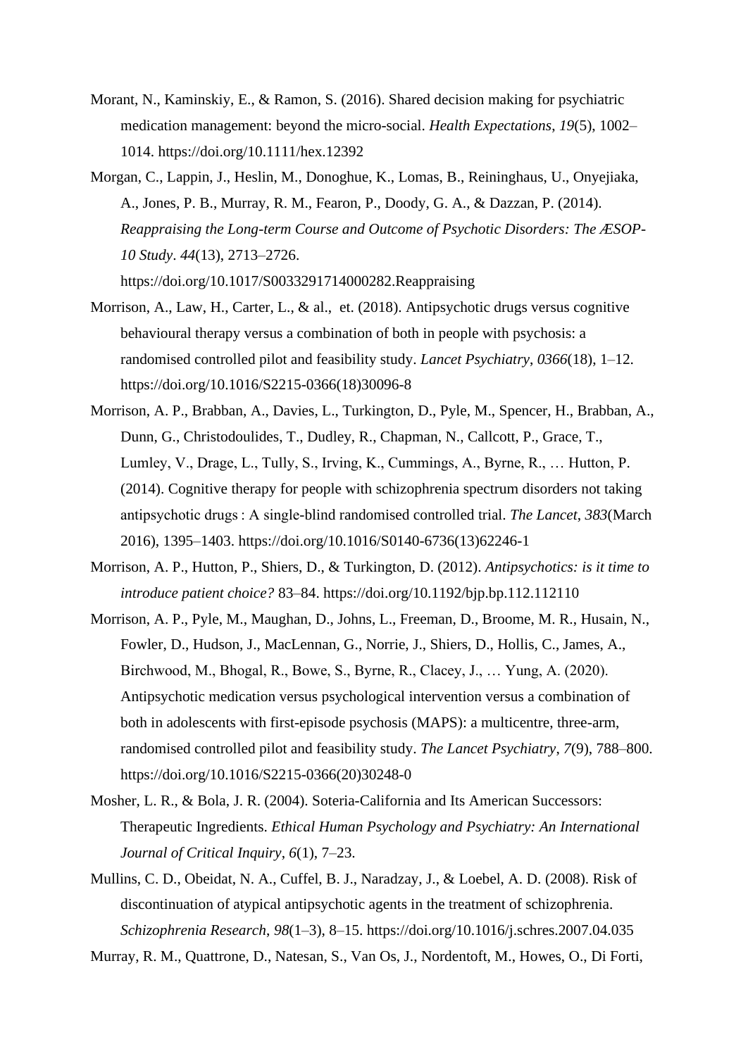Morant, N., Kaminskiy, E., & Ramon, S. (2016). Shared decision making for psychiatric medication management: beyond the micro-social. *Health Expectations*, *19*(5), 1002–1014. https://doi.org/10.1111/hex.12392

Morgan, C., Lappin, J., Heslin, M., Donoghue, K., Lomas, B., Reininghaus, U., Onyejiaka, A., Jones, P. B., Murray, R. M., Fearon, P., Doody, G. A., & Dazzan, P. (2014). *Reappraising the Long-term Course and Outcome of Psychotic Disorders: The ÆSOP-10 Study*. *44*(13), 2713–2726. https://doi.org/10.1017/S0033291714000282.Reappraising

Morrison, A., Law, H., Carter, L., & al., et. (2018). Antipsychotic drugs versus cognitive behavioural therapy versus a combination of both in people with psychosis: a randomised controlled pilot and feasibility study. *Lancet Psychiatry*, *0366*(18), 1–12. https://doi.org/10.1016/S2215-0366(18)30096-8

Morrison, A. P., Brabban, A., Davies, L., Turkington, D., Pyle, M., Spencer, H., Brabban, A., Dunn, G., Christodoulides, T., Dudley, R., Chapman, N., Callcott, P., Grace, T., Lumley, V., Drage, L., Tully, S., Irving, K., Cummings, A., Byrne, R., … Hutton, P. (2014). Cognitive therapy for people with schizophrenia spectrum disorders not taking antipsychotic drugs : A single-blind randomised controlled trial. *The Lancet*, *383*(March 2016), 1395–1403. https://doi.org/10.1016/S0140-6736(13)62246-1

Morrison, A. P., Hutton, P., Shiers, D., & Turkington, D. (2012). *Antipsychotics: is it time to introduce patient choice?* 83–84. https://doi.org/10.1192/bjp.bp.112.112110

Morrison, A. P., Pyle, M., Maughan, D., Johns, L., Freeman, D., Broome, M. R., Husain, N., Fowler, D., Hudson, J., MacLennan, G., Norrie, J., Shiers, D., Hollis, C., James, A., Birchwood, M., Bhogal, R., Bowe, S., Byrne, R., Clacey, J., … Yung, A. (2020). Antipsychotic medication versus psychological intervention versus a combination of both in adolescents with first-episode psychosis (MAPS): a multicentre, three-arm, randomised controlled pilot and feasibility study. *The Lancet Psychiatry*, *7*(9), 788–800. https://doi.org/10.1016/S2215-0366(20)30248-0

Mosher, L. R., & Bola, J. R. (2004). Soteria-California and Its American Successors: Therapeutic Ingredients. *Ethical Human Psychology and Psychiatry: An International Journal of Critical Inquiry*, *6*(1), 7–23.

Mullins, C. D., Obeidat, N. A., Cuffel, B. J., Naradzay, J., & Loebel, A. D. (2008). Risk of discontinuation of atypical antipsychotic agents in the treatment of schizophrenia. *Schizophrenia Research*, *98*(1–3), 8–15. https://doi.org/10.1016/j.schres.2007.04.035

Murray, R. M., Quattrone, D., Natesan, S., Van Os, J., Nordentoft, M., Howes, O., Di Forti,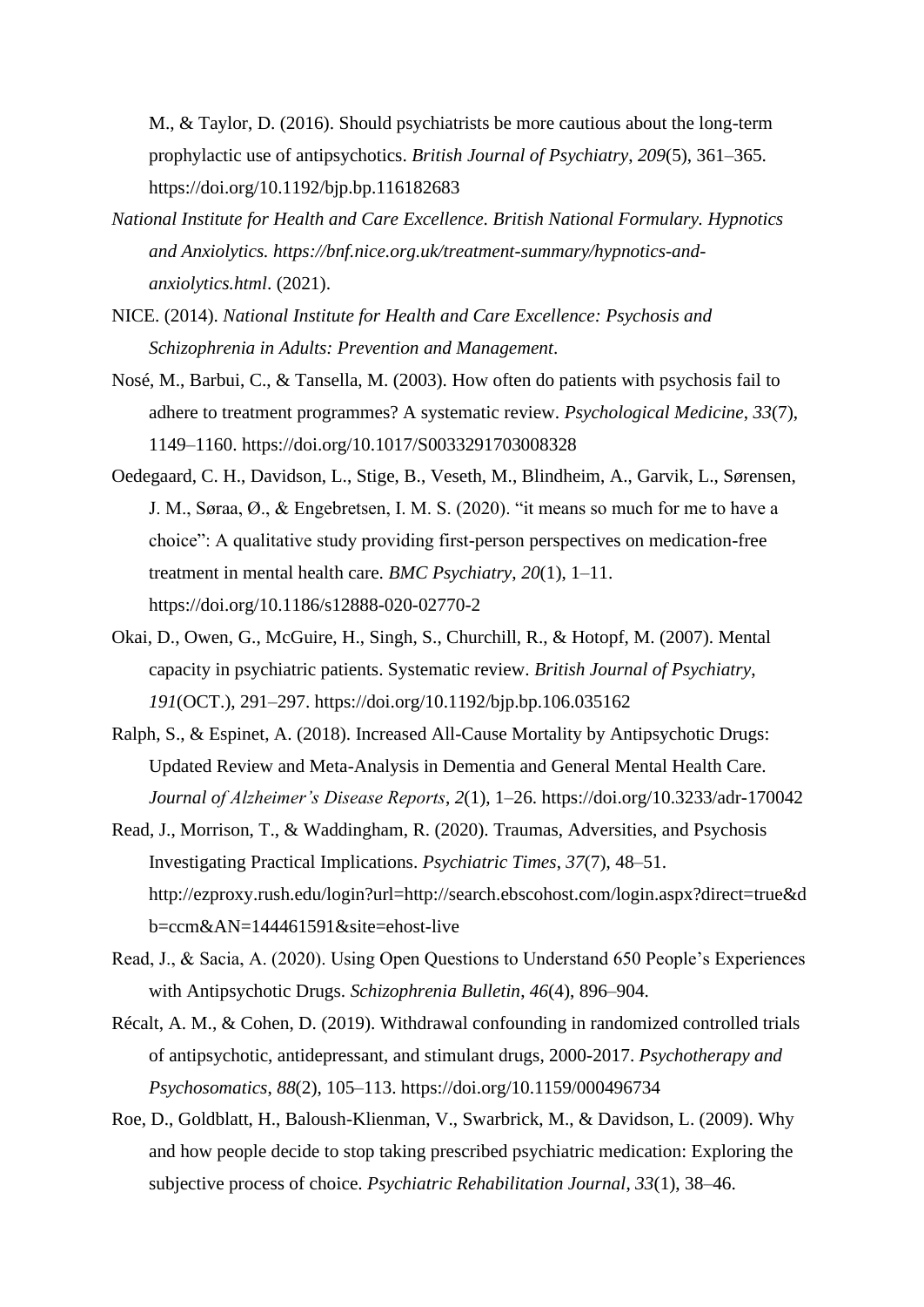M., & Taylor, D. (2016). Should psychiatrists be more cautious about the long-term prophylactic use of antipsychotics. *British Journal of Psychiatry*, *209*(5), 361–365. https://doi.org/10.1192/bjp.bp.116182683

*National Institute for Health and Care Excellence. British National Formulary. Hypnotics and Anxiolytics. https://bnf.nice.org.uk/treatment-summary/hypnotics-and-anxiolytics.html*. (2021).

NICE. (2014). *National Institute for Health and Care Excellence: Psychosis and Schizophrenia in Adults: Prevention and Management*.

Nosé, M., Barbui, C., & Tansella, M. (2003). How often do patients with psychosis fail to adhere to treatment programmes? A systematic review. *Psychological Medicine*, *33*(7), 1149–1160. https://doi.org/10.1017/S0033291703008328

Oedegaard, C. H., Davidson, L., Stige, B., Veseth, M., Blindheim, A., Garvik, L., Sørensen, J. M., Søraa, Ø., & Engebretsen, I. M. S. (2020). "it means so much for me to have a choice": A qualitative study providing first-person perspectives on medication-free treatment in mental health care. *BMC Psychiatry*, *20*(1), 1–11. https://doi.org/10.1186/s12888-020-02770-2

Okai, D., Owen, G., McGuire, H., Singh, S., Churchill, R., & Hotopf, M. (2007). Mental capacity in psychiatric patients. Systematic review. *British Journal of Psychiatry*, *191*(OCT.), 291–297. https://doi.org/10.1192/bjp.bp.106.035162

Ralph, S., & Espinet, A. (2018). Increased All-Cause Mortality by Antipsychotic Drugs: Updated Review and Meta-Analysis in Dementia and General Mental Health Care. *Journal of Alzheimer's Disease Reports*, *2*(1), 1–26. https://doi.org/10.3233/adr-170042

Read, J., Morrison, T., & Waddingham, R. (2020). Traumas, Adversities, and Psychosis Investigating Practical Implications. *Psychiatric Times*, *37*(7), 48–51. http://ezproxy.rush.edu/login?url=http://search.ebscohost.com/login.aspx?direct=true&db=ccm&AN=144461591&site=ehost-live

Read, J., & Sacia, A. (2020). Using Open Questions to Understand 650 People's Experiences with Antipsychotic Drugs. *Schizophrenia Bulletin*, *46*(4), 896–904.

Récalt, A. M., & Cohen, D. (2019). Withdrawal confounding in randomized controlled trials of antipsychotic, antidepressant, and stimulant drugs, 2000-2017. *Psychotherapy and Psychosomatics*, *88*(2), 105–113. https://doi.org/10.1159/000496734

Roe, D., Goldblatt, H., Baloush-Klienman, V., Swarbrick, M., & Davidson, L. (2009). Why and how people decide to stop taking prescribed psychiatric medication: Exploring the subjective process of choice. *Psychiatric Rehabilitation Journal*, *33*(1), 38–46.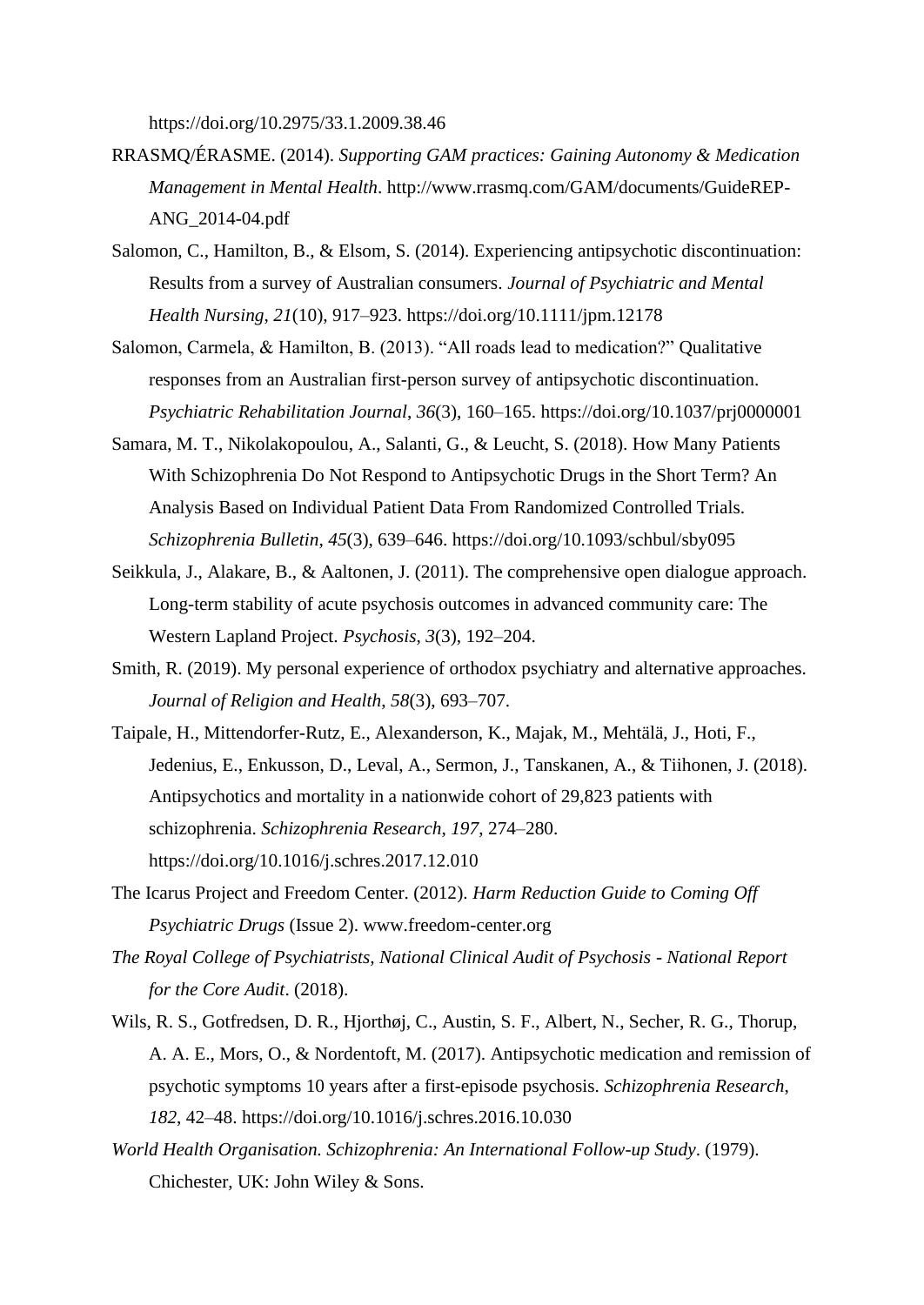https://doi.org/10.2975/33.1.2009.38.46

RRASMQ/ÉRASME. (2014). *Supporting GAM practices: Gaining Autonomy & Medication Management in Mental Health*. http://www.rrasmq.com/GAM/documents/GuideREP-ANG_2014-04.pdf

Salomon, C., Hamilton, B., & Elsom, S. (2014). Experiencing antipsychotic discontinuation: Results from a survey of Australian consumers. *Journal of Psychiatric and Mental Health Nursing*, *21*(10), 917–923. https://doi.org/10.1111/jpm.12178

Salomon, Carmela, & Hamilton, B. (2013). "All roads lead to medication?" Qualitative responses from an Australian first-person survey of antipsychotic discontinuation. *Psychiatric Rehabilitation Journal*, *36*(3), 160–165. https://doi.org/10.1037/prj0000001

Samara, M. T., Nikolakopoulou, A., Salanti, G., & Leucht, S. (2018). How Many Patients With Schizophrenia Do Not Respond to Antipsychotic Drugs in the Short Term? An Analysis Based on Individual Patient Data From Randomized Controlled Trials. *Schizophrenia Bulletin*, *45*(3), 639–646. https://doi.org/10.1093/schbul/sby095

Seikkula, J., Alakare, B., & Aaltonen, J. (2011). The comprehensive open dialogue approach. Long-term stability of acute psychosis outcomes in advanced community care: The Western Lapland Project. *Psychosis*, *3*(3), 192–204.

Smith, R. (2019). My personal experience of orthodox psychiatry and alternative approaches. *Journal of Religion and Health*, *58*(3), 693–707.

Taipale, H., Mittendorfer-Rutz, E., Alexanderson, K., Majak, M., Mehtälä, J., Hoti, F., Jedenius, E., Enkusson, D., Leval, A., Sermon, J., Tanskanen, A., & Tiihonen, J. (2018). Antipsychotics and mortality in a nationwide cohort of 29,823 patients with schizophrenia. *Schizophrenia Research*, *197*, 274–280. https://doi.org/10.1016/j.schres.2017.12.010

The Icarus Project and Freedom Center. (2012). *Harm Reduction Guide to Coming Off Psychiatric Drugs* (Issue 2). www.freedom-center.org

*The Royal College of Psychiatrists, National Clinical Audit of Psychosis - National Report for the Core Audit*. (2018).

Wils, R. S., Gotfredsen, D. R., Hjorthøj, C., Austin, S. F., Albert, N., Secher, R. G., Thorup, A. A. E., Mors, O., & Nordentoft, M. (2017). Antipsychotic medication and remission of psychotic symptoms 10 years after a first-episode psychosis. *Schizophrenia Research*, *182*, 42–48. https://doi.org/10.1016/j.schres.2016.10.030

*World Health Organisation. Schizophrenia: An International Follow-up Study*. (1979). Chichester, UK: John Wiley & Sons.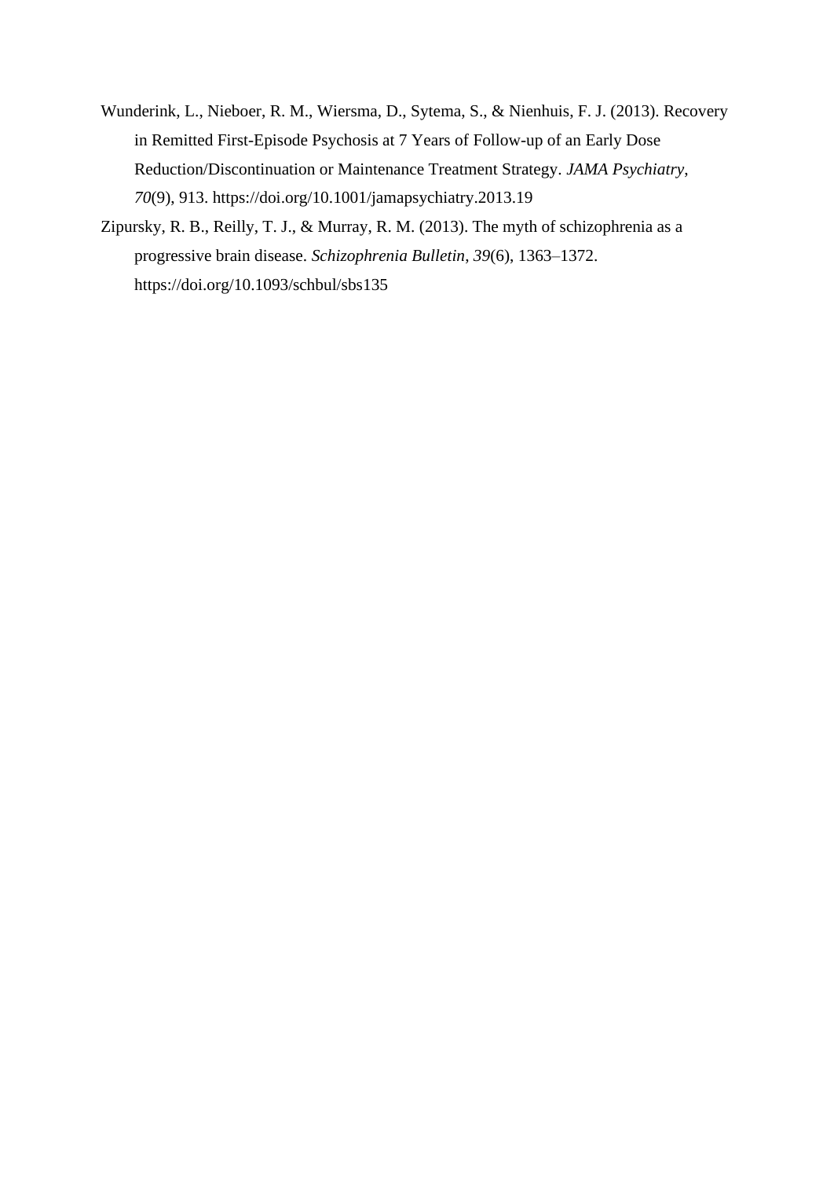Wunderink, L., Nieboer, R. M., Wiersma, D., Sytema, S., & Nienhuis, F. J. (2013). Recovery in Remitted First-Episode Psychosis at 7 Years of Follow-up of an Early Dose Reduction/Discontinuation or Maintenance Treatment Strategy. *JAMA Psychiatry*, *70*(9), 913. https://doi.org/10.1001/jamapsychiatry.2013.19

Zipursky, R. B., Reilly, T. J., & Murray, R. M. (2013). The myth of schizophrenia as a progressive brain disease. *Schizophrenia Bulletin*, *39*(6), 1363–1372. https://doi.org/10.1093/schbul/sbs135